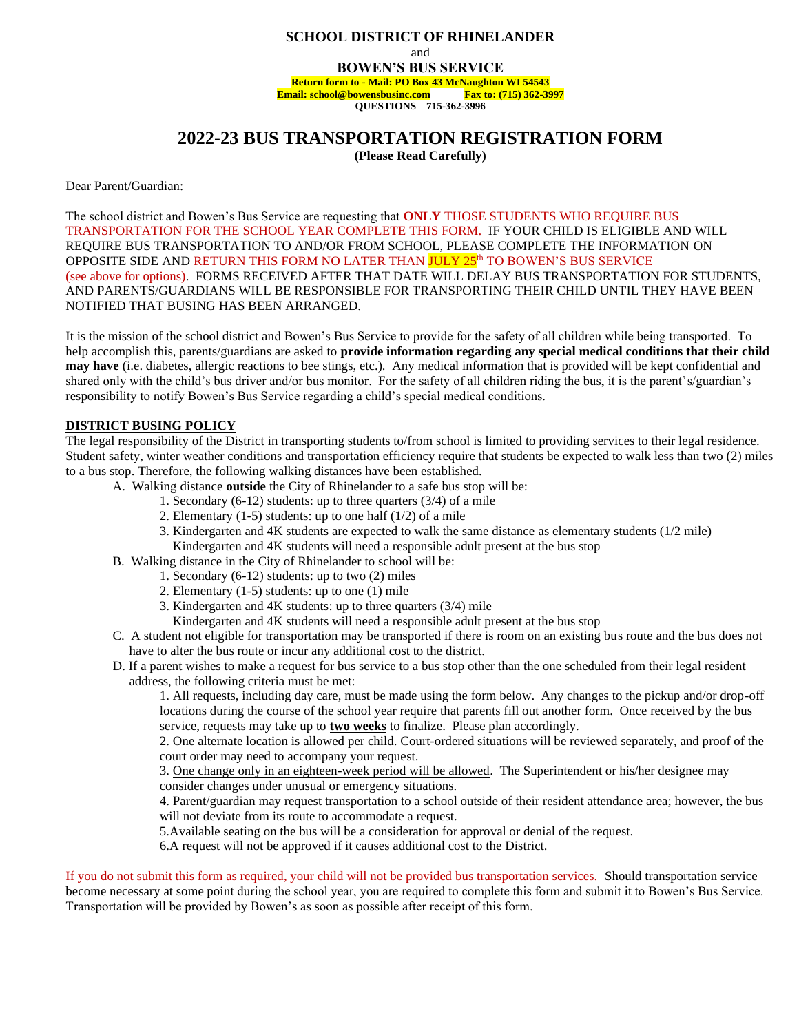**SCHOOL DISTRICT OF RHINELANDER**

and

**BOWEN'S BUS SERVICE**

**Return form to - Mail: PO Box 43 McNaughton WI 54543**

**Email: school@bowensbusinc.com Fax to: (715) 362-3997**

**QUESTIONS – 715-362-3996**

# 2022-23 BUS TRANSPORTATION REGISTRATION FORM

**(Please Read Carefully)**

Dear Parent/Guardian:

The school district and Bowen's Bus Service are requesting that **ONLY** THOSE STUDENTS WHO REQUIRE BUS TRANSPORTATION FOR THE SCHOOL YEAR COMPLETE THIS FORM. IF YOUR CHILD IS ELIGIBLE AND WILL REQUIRE BUS TRANSPORTATION TO AND/OR FROM SCHOOL, PLEASE COMPLETE THE INFORMATION ON OPPOSITE SIDE AND RETURN THIS FORM NO LATER THAN JULY 25th TO BOWEN'S BUS SERVICE (see above for options). FORMS RECEIVED AFTER THAT DATE WILL DELAY BUS TRANSPORTATION FOR STUDENTS, AND PARENTS/GUARDIANS WILL BE RESPONSIBLE FOR TRANSPORTING THEIR CHILD UNTIL THEY HAVE BEEN NOTIFIED THAT BUSING HAS BEEN ARRANGED.

It is the mission of the school district and Bowen's Bus Service to provide for the safety of all children while being transported. To help accomplish this, parents/guardians are asked to **provide information regarding any special medical conditions that their child may have** (i.e. diabetes, allergic reactions to bee stings, etc.). Any medical information that is provided will be kept confidential and shared only with the child's bus driver and/or bus monitor. For the safety of all children riding the bus, it is the parent's/guardian's responsibility to notify Bowen's Bus Service regarding a child's special medical conditions.

**DISTRICT BUSING POLICY**

The legal responsibility of the District in transporting students to/from school is limited to providing services to their legal residence. Student safety, winter weather conditions and transportation efficiency require that students be expected to walk less than two (2) miles to a bus stop. Therefore, the following walking distances have been established.

A. Walking distance **outside** the City of Rhinelander to a safe bus stop will be:
   1. Secondary (6-12) students: up to three quarters (3/4) of a mile
   2. Elementary (1-5) students: up to one half (1/2) of a mile
   3. Kindergarten and 4K students are expected to walk the same distance as elementary students (1/2 mile) Kindergarten and 4K students will need a responsible adult present at the bus stop

B. Walking distance in the City of Rhinelander to school will be:
   1. Secondary (6-12) students: up to two (2) miles
   2. Elementary (1-5) students: up to one (1) mile
   3. Kindergarten and 4K students: up to three quarters (3/4) mile
      Kindergarten and 4K students will need a responsible adult present at the bus stop

C. A student not eligible for transportation may be transported if there is room on an existing bus route and the bus does not have to alter the bus route or incur any additional cost to the district.

D. If a parent wishes to make a request for bus service to a bus stop other than the one scheduled from their legal resident address, the following criteria must be met:
   1. All requests, including day care, must be made using the form below. Any changes to the pickup and/or drop-off locations during the course of the school year require that parents fill out another form. Once received by the bus service, requests may take up to **two weeks** to finalize. Please plan accordingly.
   2. One alternate location is allowed per child. Court-ordered situations will be reviewed separately, and proof of the court order may need to accompany your request.
   3. One change only in an eighteen-week period will be allowed. The Superintendent or his/her designee may consider changes under unusual or emergency situations.
   4. Parent/guardian may request transportation to a school outside of their resident attendance area; however, the bus will not deviate from its route to accommodate a request.
   5. Available seating on the bus will be a consideration for approval or denial of the request.
   6. A request will not be approved if it causes additional cost to the District.

If you do not submit this form as required, your child will not be provided bus transportation services. Should transportation service become necessary at some point during the school year, you are required to complete this form and submit it to Bowen's Bus Service. Transportation will be provided by Bowen's as soon as possible after receipt of this form.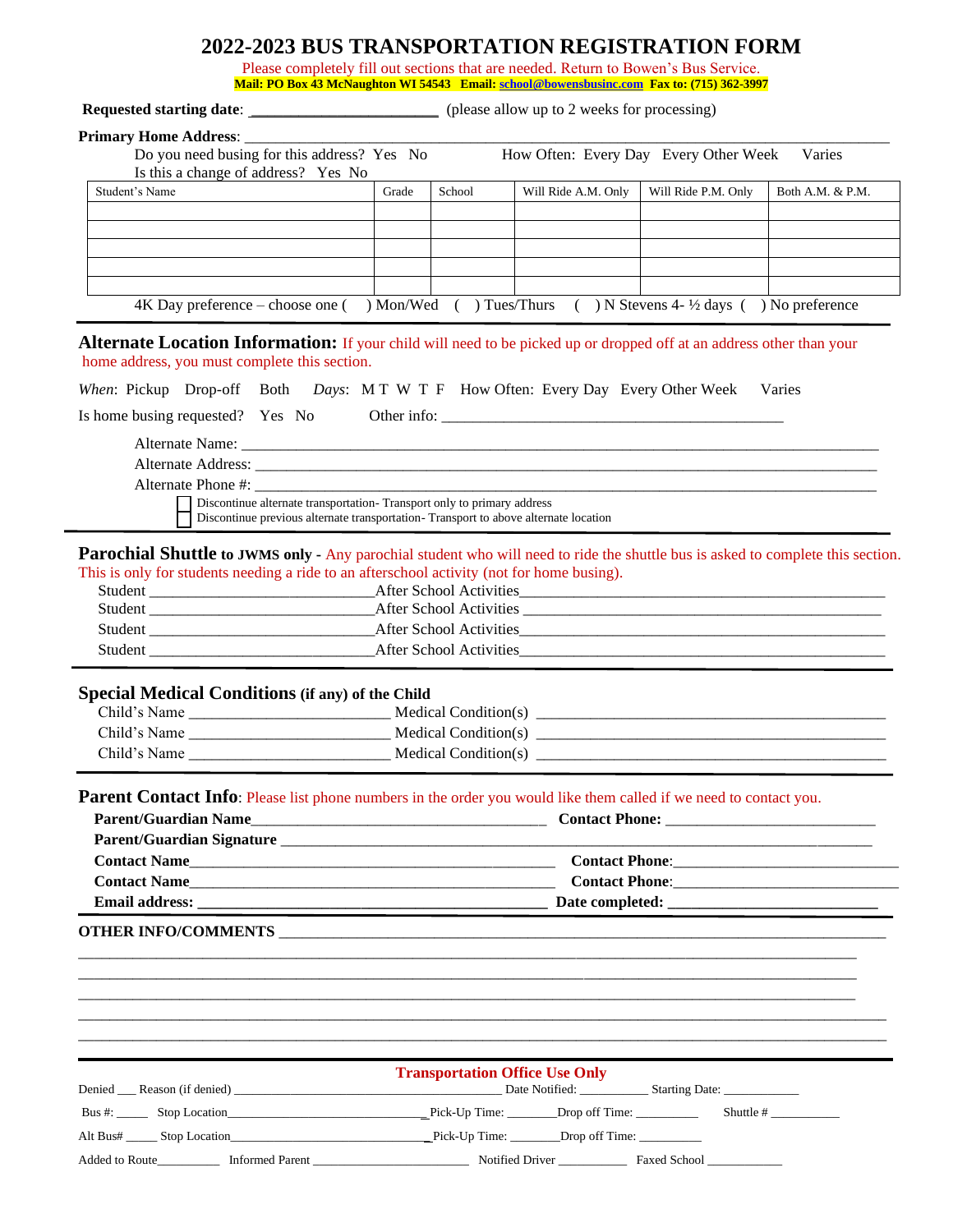# 2022-2023 BUS TRANSPORTATION REGISTRATION FORM

Please completely fill out sections that are needed. Return to Bowen's Bus Service.

**Mail: PO Box 43 McNaughton WI 54543 Email: school@bowensbusinc.com Fax to: (715) 362-3997**

**Requested starting date**: ________________________ (please allow up to 2 weeks for processing)

**Primary Home Address**: ____________________________________________________________

Do you need busing for this address? Yes No How Often: Every Day Every Other Week Varies

Is this a change of address? Yes No

| Student's Name | Grade | School | Will Ride A.M. Only | Will Ride P.M. Only | Both A.M. & P.M. |
|---|---|---|---|---|---|
| | | | | | |
| | | | | | |
| | | | | | |
| | | | | | |
| | | | | | |

4K Day preference – choose one ( ) Mon/Wed ( ) Tues/Thurs ( ) N Stevens 4- ½ days ( ) No preference

## Alternate Location Information: If your child will need to be picked up or dropped off at an address other than your home address, you must complete this section.

*When*: Pickup Drop-off Both *Days*: M T W T F How Often: Every Day Every Other Week Varies

Is home busing requested? Yes No Other info: ____________________________________________

Alternate Name: ____________________________________________________________

Alternate Address: __________________________________________________________

Alternate Phone #: __________________________________________________________

- ☐ Discontinue alternate transportation- Transport only to primary address
- ☐ Discontinue previous alternate transportation- Transport to above alternate location

## Parochial Shuttle to JWMS only - Any parochial student who will need to ride the shuttle bus is asked to complete this section. This is only for students needing a ride to an afterschool activity (not for home busing).

Student ____________________________After School Activities______________________________________________

Student ____________________________After School Activities______________________________________________

Student ____________________________After School Activities______________________________________________

Student ____________________________After School Activities______________________________________________

## Special Medical Conditions (if any) of the Child

Child's Name _________________________ Medical Condition(s) ____________________________________________

Child's Name _________________________ Medical Condition(s) ____________________________________________

Child's Name _________________________ Medical Condition(s) ____________________________________________

## Parent Contact Info: Please list phone numbers in the order you would like them called if we need to contact you.

**Parent/Guardian Name**____________________________________ **Contact Phone:** __________________________

**Parent/Guardian Signature** ______________________________________________________________________

**Contact Name**______________________________________________ **Contact Phone**:____________________________

**Contact Name**______________________________________________ **Contact Phone**:____________________________

**Email address:** ___________________________________________ **Date completed:** __________________________

**OTHER INFO/COMMENTS** ____________________________________________________________________________

______________________________________________________________________________________________

______________________________________________________________________________________________

______________________________________________________________________________________________

______________________________________________________________________________________________

______________________________________________________________________________________________

### Transportation Office Use Only

Denied ___ Reason (if denied) ________________________________ Date Notified: __________ Starting Date: ____________

Bus #: _____ Stop Location_____________________________Pick-Up Time: _______Drop off Time: _________ Shuttle # ___________

Alt Bus# _____ Stop Location_____________________________Pick-Up Time: _______Drop off Time: _________

Added to Route_________ Informed Parent ________________________ Notified Driver __________ Faxed School ___________